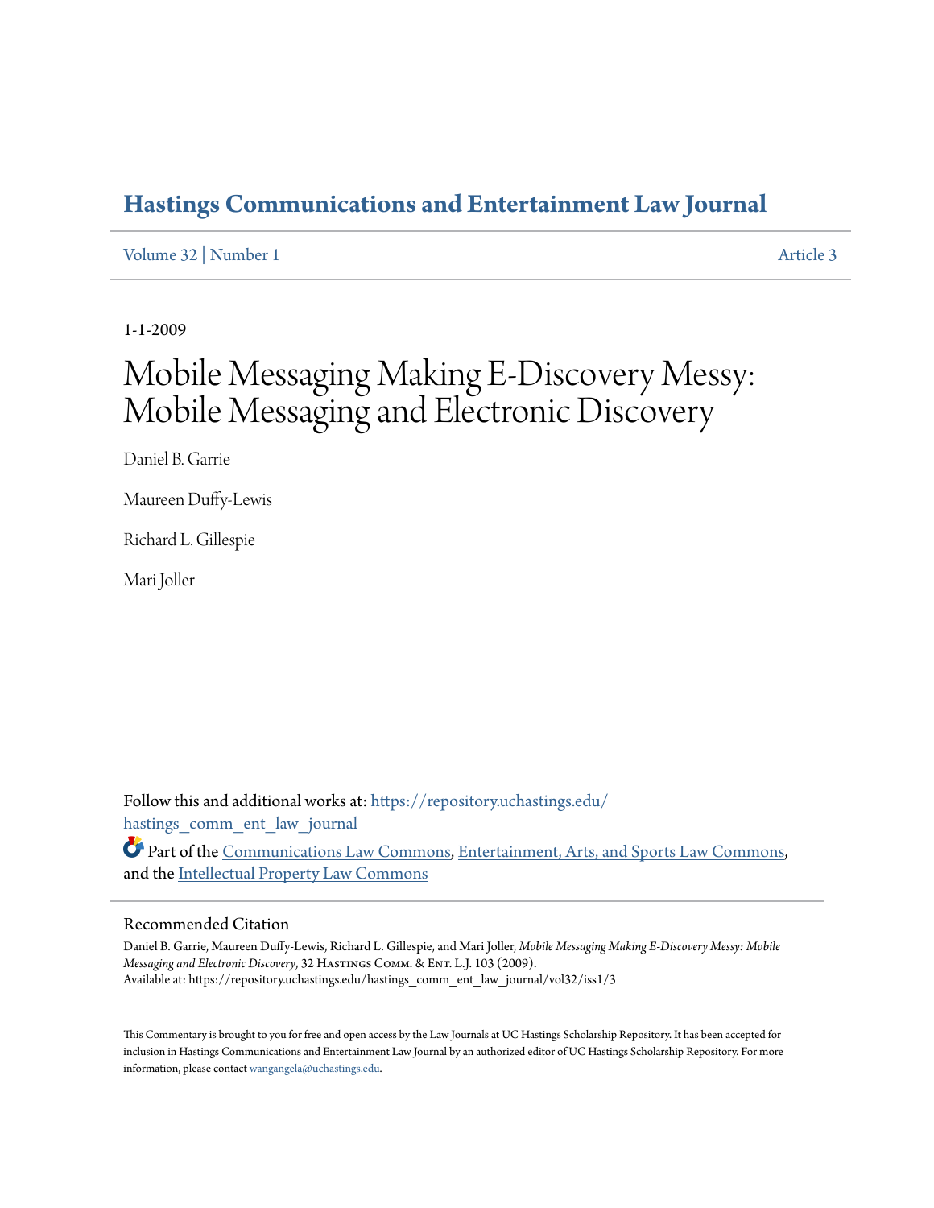# Hastings Communications and Entertainment Law Journal

Volume 32 | Number 1 Article 3

1-1-2009

# Mobile Messaging Making E-Discovery Messy: Mobile Messaging and Electronic Discovery

Daniel B. Garrie

Maureen Duffy-Lewis

Richard L. Gillespie

Mari Joller

Follow this and additional works at: https://repository.uchastings.edu/hastings_comm_ent_law_journal

Part of the Communications Law Commons, Entertainment, Arts, and Sports Law Commons, and the Intellectual Property Law Commons

## Recommended Citation

Daniel B. Garrie, Maureen Duffy-Lewis, Richard L. Gillespie, and Mari Joller, *Mobile Messaging Making E-Discovery Messy: Mobile Messaging and Electronic Discovery*, 32 Hastings Comm. & Ent. L.J. 103 (2009).
Available at: https://repository.uchastings.edu/hastings_comm_ent_law_journal/vol32/iss1/3

This Commentary is brought to you for free and open access by the Law Journals at UC Hastings Scholarship Repository. It has been accepted for inclusion in Hastings Communications and Entertainment Law Journal by an authorized editor of UC Hastings Scholarship Repository. For more information, please contact wangangela@uchastings.edu.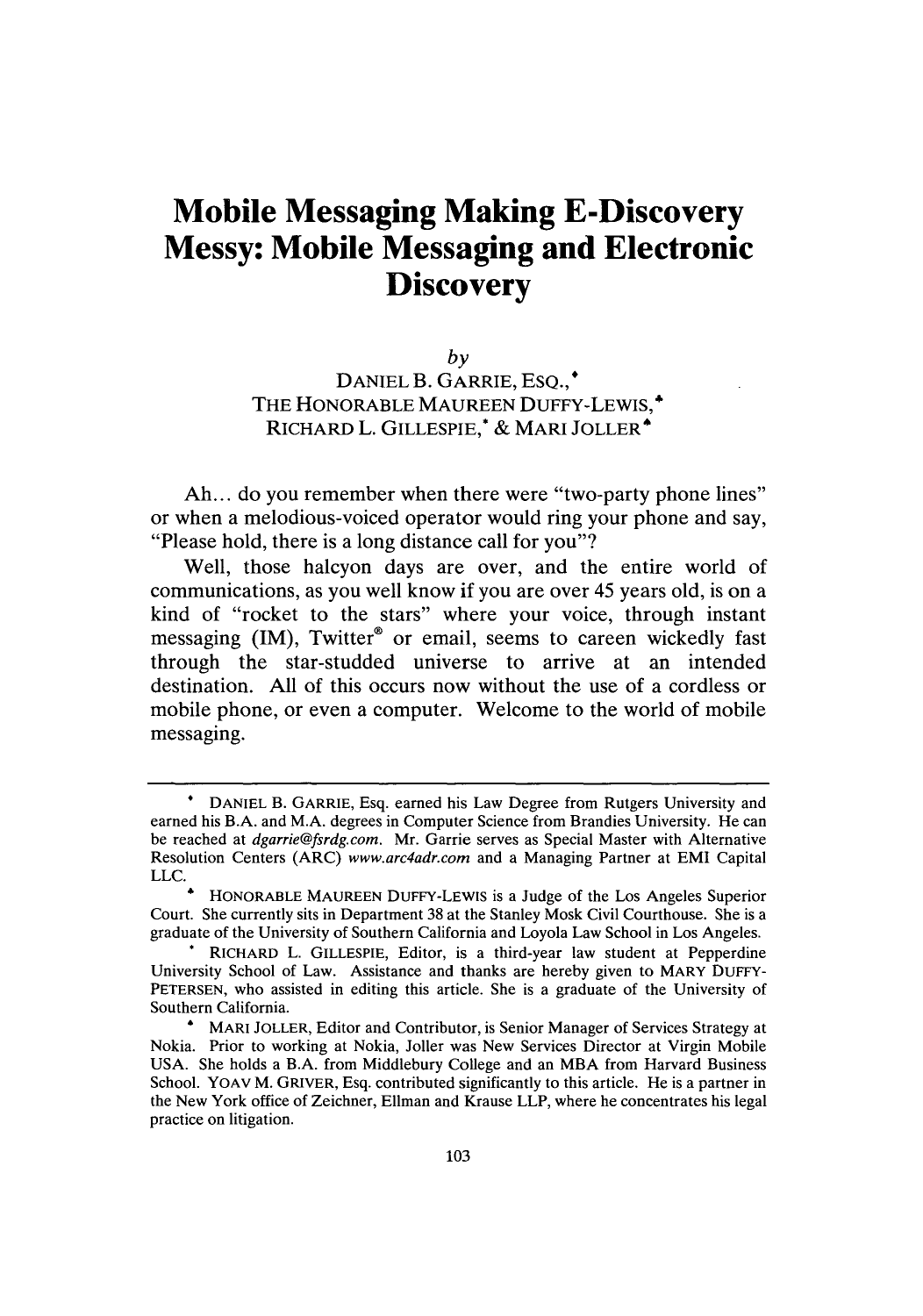# Mobile Messaging Making E-Discovery Messy: Mobile Messaging and Electronic Discovery

*by*

DANIEL B. GARRIE, ESQ.,[♦] THE HONORABLE MAUREEN DUFFY-LEWIS,[♣] RICHARD L. GILLESPIE,[*] & MARI JOLLER[♠]

Ah... do you remember when there were "two-party phone lines" or when a melodious-voiced operator would ring your phone and say, "Please hold, there is a long distance call for you"?

Well, those halcyon days are over, and the entire world of communications, as you well know if you are over 45 years old, is on a kind of "rocket to the stars" where your voice, through instant messaging (IM), Twitter® or email, seems to careen wickedly fast through the star-studded universe to arrive at an intended destination. All of this occurs now without the use of a cordless or mobile phone, or even a computer. Welcome to the world of mobile messaging.

---

[♦] DANIEL B. GARRIE, Esq. earned his Law Degree from Rutgers University and earned his B.A. and M.A. degrees in Computer Science from Brandies University. He can be reached at *dgarrie@fsrdg.com*. Mr. Garrie serves as Special Master with Alternative Resolution Centers (ARC) *www.arc4adr.com* and a Managing Partner at EMI Capital LLC.

[♣] HONORABLE MAUREEN DUFFY-LEWIS is a Judge of the Los Angeles Superior Court. She currently sits in Department 38 at the Stanley Mosk Civil Courthouse. She is a graduate of the University of Southern California and Loyola Law School in Los Angeles.

[*] RICHARD L. GILLESPIE, Editor, is a third-year law student at Pepperdine University School of Law. Assistance and thanks are hereby given to MARY DUFFY-PETERSEN, who assisted in editing this article. She is a graduate of the University of Southern California.

[♠] MARI JOLLER, Editor and Contributor, is Senior Manager of Services Strategy at Nokia. Prior to working at Nokia, Joller was New Services Director at Virgin Mobile USA. She holds a B.A. from Middlebury College and an MBA from Harvard Business School. YOAV M. GRIVER, Esq. contributed significantly to this article. He is a partner in the New York office of Zeichner, Ellman and Krause LLP, where he concentrates his legal practice on litigation.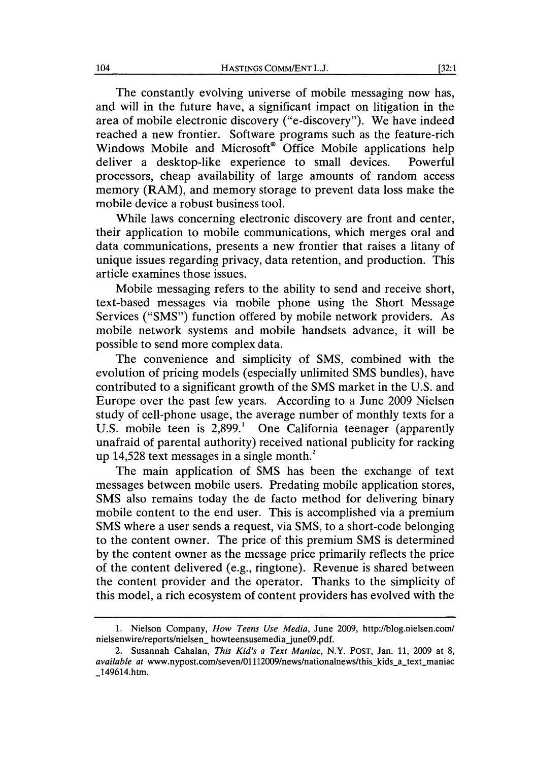The constantly evolving universe of mobile messaging now has, and will in the future have, a significant impact on litigation in the area of mobile electronic discovery ("e-discovery"). We have indeed reached a new frontier. Software programs such as the feature-rich Windows Mobile and Microsoft® Office Mobile applications help deliver a desktop-like experience to small devices. Powerful processors, cheap availability of large amounts of random access memory (RAM), and memory storage to prevent data loss make the mobile device a robust business tool.

While laws concerning electronic discovery are front and center, their application to mobile communications, which merges oral and data communications, presents a new frontier that raises a litany of unique issues regarding privacy, data retention, and production. This article examines those issues.

Mobile messaging refers to the ability to send and receive short, text-based messages via mobile phone using the Short Message Services ("SMS") function offered by mobile network providers. As mobile network systems and mobile handsets advance, it will be possible to send more complex data.

The convenience and simplicity of SMS, combined with the evolution of pricing models (especially unlimited SMS bundles), have contributed to a significant growth of the SMS market in the U.S. and Europe over the past few years. According to a June 2009 Nielsen study of cell-phone usage, the average number of monthly texts for a U.S. mobile teen is 2,899.[1] One California teenager (apparently unafraid of parental authority) received national publicity for racking up 14,528 text messages in a single month.[2]

The main application of SMS has been the exchange of text messages between mobile users. Predating mobile application stores, SMS also remains today the de facto method for delivering binary mobile content to the end user. This is accomplished via a premium SMS where a user sends a request, via SMS, to a short-code belonging to the content owner. The price of this premium SMS is determined by the content owner as the message price primarily reflects the price of the content delivered (e.g., ringtone). Revenue is shared between the content provider and the operator. Thanks to the simplicity of this model, a rich ecosystem of content providers has evolved with the

---

1. Nielson Company, *How Teens Use Media*, June 2009, http://blog.nielsen.com/nielsenwire/reports/nielsen_ howteensusemedia_june09.pdf.

2. Susannah Cahalan, *This Kid's a Text Maniac*, N.Y. POST, Jan. 11, 2009 at 8, *available at* www.nypost.com/seven/01112009/news/nationalnews/this_kids_a_text_maniac_149614.htm.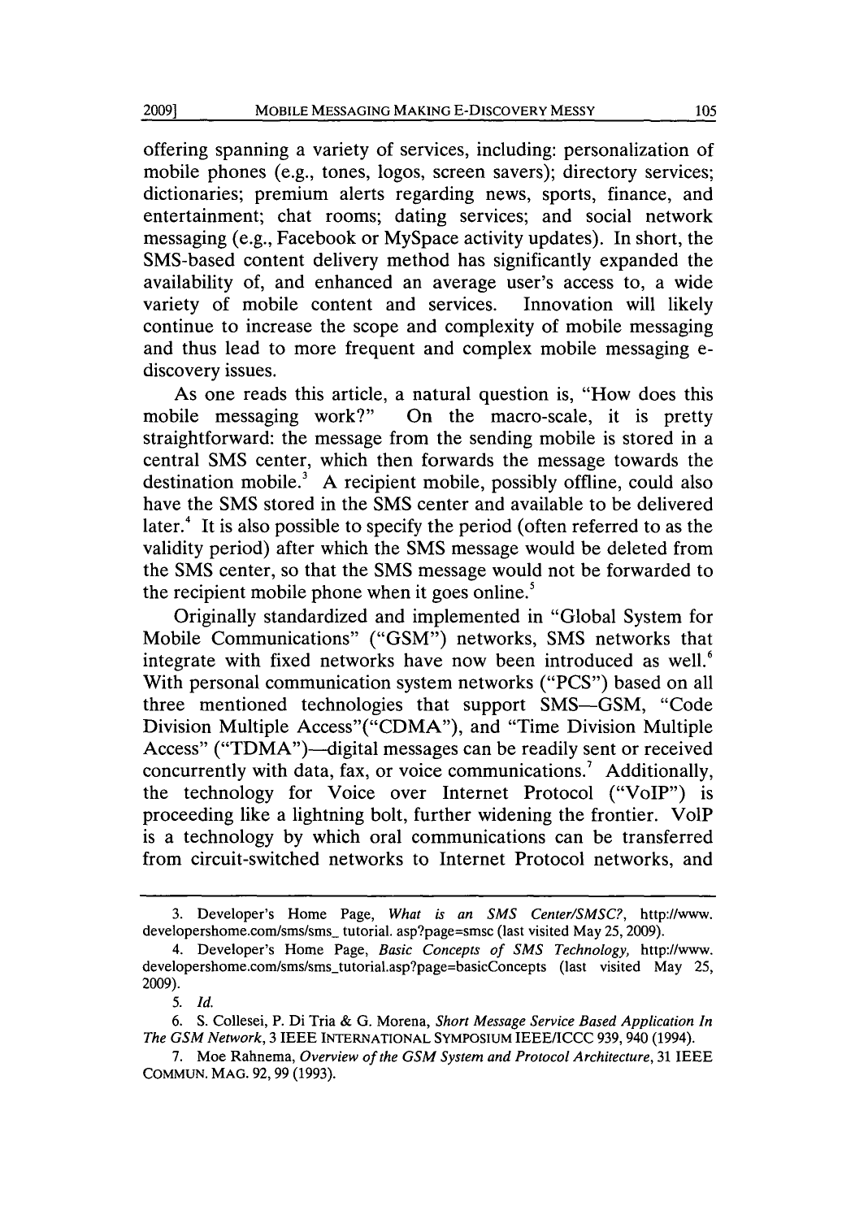offering spanning a variety of services, including: personalization of mobile phones (e.g., tones, logos, screen savers); directory services; dictionaries; premium alerts regarding news, sports, finance, and entertainment; chat rooms; dating services; and social network messaging (e.g., Facebook or MySpace activity updates). In short, the SMS-based content delivery method has significantly expanded the availability of, and enhanced an average user's access to, a wide variety of mobile content and services. Innovation will likely continue to increase the scope and complexity of mobile messaging and thus lead to more frequent and complex mobile messaging e-discovery issues.

As one reads this article, a natural question is, "How does this mobile messaging work?" On the macro-scale, it is pretty straightforward: the message from the sending mobile is stored in a central SMS center, which then forwards the message towards the destination mobile.[3] A recipient mobile, possibly offline, could also have the SMS stored in the SMS center and available to be delivered later.[4] It is also possible to specify the period (often referred to as the validity period) after which the SMS message would be deleted from the SMS center, so that the SMS message would not be forwarded to the recipient mobile phone when it goes online.[5]

Originally standardized and implemented in "Global System for Mobile Communications" ("GSM") networks, SMS networks that integrate with fixed networks have now been introduced as well.[6] With personal communication system networks ("PCS") based on all three mentioned technologies that support SMS—GSM, "Code Division Multiple Access"("CDMA"), and "Time Division Multiple Access" ("TDMA")—digital messages can be readily sent or received concurrently with data, fax, or voice communications.[7] Additionally, the technology for Voice over Internet Protocol ("VoIP") is proceeding like a lightning bolt, further widening the frontier. VoIP is a technology by which oral communications can be transferred from circuit-switched networks to Internet Protocol networks, and

---

3. Developer's Home Page, *What is an SMS Center/SMSC?*, http://www.developershome.com/sms/sms_ tutorial. asp?page=smsc (last visited May 25, 2009).

4. Developer's Home Page, *Basic Concepts of SMS Technology*, http://www.developershome.com/sms/sms_tutorial.asp?page=basicConcepts (last visited May 25, 2009).

5. *Id.*

6. S. Collesei, P. Di Tria & G. Morena, *Short Message Service Based Application In The GSM Network*, 3 IEEE INTERNATIONAL SYMPOSIUM IEEE/ICCC 939, 940 (1994).

7. Moe Rahnema, *Overview of the GSM System and Protocol Architecture*, 31 IEEE COMMUN. MAG. 92, 99 (1993).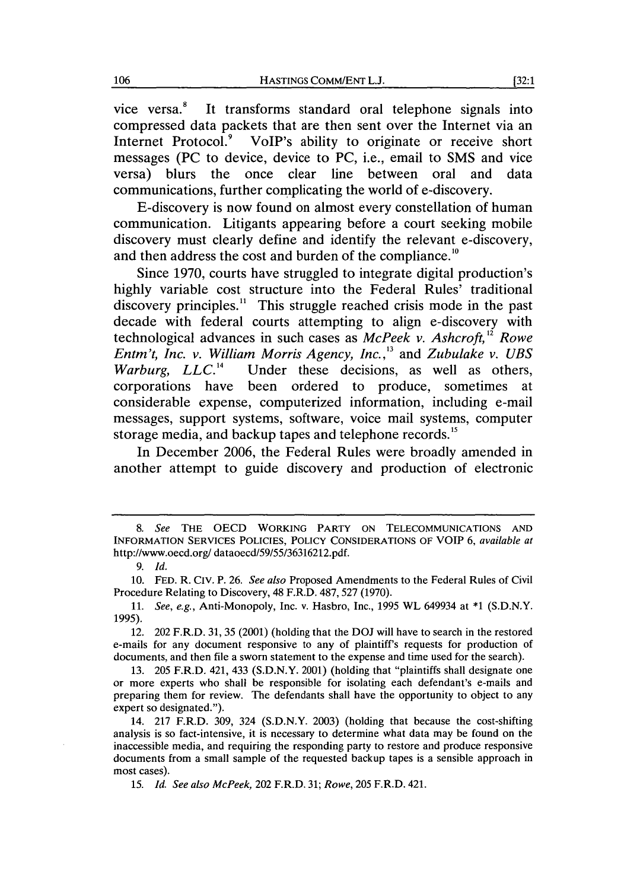vice versa.[8] It transforms standard oral telephone signals into compressed data packets that are then sent over the Internet via an Internet Protocol.[9] VoIP's ability to originate or receive short messages (PC to device, device to PC, i.e., email to SMS and vice versa) blurs the once clear line between oral and data communications, further complicating the world of e-discovery.

E-discovery is now found on almost every constellation of human communication. Litigants appearing before a court seeking mobile discovery must clearly define and identify the relevant e-discovery, and then address the cost and burden of the compliance.[10]

Since 1970, courts have struggled to integrate digital production's highly variable cost structure into the Federal Rules' traditional discovery principles.[11] This struggle reached crisis mode in the past decade with federal courts attempting to align e-discovery with technological advances in such cases as *McPeek v. Ashcroft*,[12] *Rowe Entm't, Inc. v. William Morris Agency, Inc.*,[13] and *Zubulake v. UBS Warburg, LLC*.[14] Under these decisions, as well as others, corporations have been ordered to produce, sometimes at considerable expense, computerized information, including e-mail messages, support systems, software, voice mail systems, computer storage media, and backup tapes and telephone records.[15]

In December 2006, the Federal Rules were broadly amended in another attempt to guide discovery and production of electronic

---

8. *See* THE OECD WORKING PARTY ON TELECOMMUNICATIONS AND INFORMATION SERVICES POLICIES, POLICY CONSIDERATIONS OF VOIP 6, *available at* http://www.oecd.org/ dataoecd/59/55/36316212.pdf.

9. *Id.*

10. FED. R. CIV. P. 26. *See also* Proposed Amendments to the Federal Rules of Civil Procedure Relating to Discovery, 48 F.R.D. 487, 527 (1970).

11. *See, e.g.*, Anti-Monopoly, Inc. v. Hasbro, Inc., 1995 WL 649934 at *1 (S.D.N.Y. 1995).

12. 202 F.R.D. 31, 35 (2001) (holding that the DOJ will have to search in the restored e-mails for any document responsive to any of plaintiff's requests for production of documents, and then file a sworn statement to the expense and time used for the search).

13. 205 F.R.D. 421, 433 (S.D.N.Y. 2001) (holding that "plaintiffs shall designate one or more experts who shall be responsible for isolating each defendant's e-mails and preparing them for review. The defendants shall have the opportunity to object to any expert so designated.").

14. 217 F.R.D. 309, 324 (S.D.N.Y. 2003) (holding that because the cost-shifting analysis is so fact-intensive, it is necessary to determine what data may be found on the inaccessible media, and requiring the responding party to restore and produce responsive documents from a small sample of the requested backup tapes is a sensible approach in most cases).

15. *Id. See also McPeek*, 202 F.R.D. 31; *Rowe*, 205 F.R.D. 421.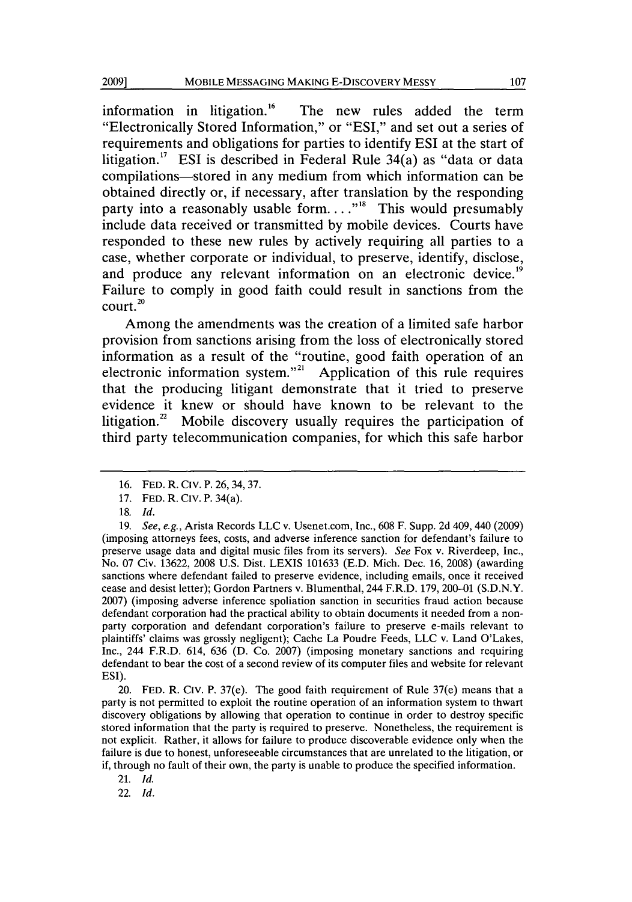information in litigation.[16] The new rules added the term "Electronically Stored Information," or "ESI," and set out a series of requirements and obligations for parties to identify ESI at the start of litigation.[17] ESI is described in Federal Rule 34(a) as "data or data compilations—stored in any medium from which information can be obtained directly or, if necessary, after translation by the responding party into a reasonably usable form. . . ."[18] This would presumably include data received or transmitted by mobile devices. Courts have responded to these new rules by actively requiring all parties to a case, whether corporate or individual, to preserve, identify, disclose, and produce any relevant information on an electronic device.[19] Failure to comply in good faith could result in sanctions from the court.[20]

Among the amendments was the creation of a limited safe harbor provision from sanctions arising from the loss of electronically stored information as a result of the "routine, good faith operation of an electronic information system."[21] Application of this rule requires that the producing litigant demonstrate that it tried to preserve evidence it knew or should have known to be relevant to the litigation.[22] Mobile discovery usually requires the participation of third party telecommunication companies, for which this safe harbor

---

16. FED. R. CIV. P. 26, 34, 37.

17. FED. R. CIV. P. 34(a).

18. *Id.*

19. *See, e.g.*, Arista Records LLC v. Usenet.com, Inc., 608 F. Supp. 2d 409, 440 (2009) (imposing attorneys fees, costs, and adverse inference sanction for defendant's failure to preserve usage data and digital music files from its servers). *See* Fox v. Riverdeep, Inc., No. 07 Civ. 13622, 2008 U.S. Dist. LEXIS 101633 (E.D. Mich. Dec. 16, 2008) (awarding sanctions where defendant failed to preserve evidence, including emails, once it received cease and desist letter); Gordon Partners v. Blumenthal, 244 F.R.D. 179, 200–01 (S.D.N.Y. 2007) (imposing adverse inference spoliation sanction in securities fraud action because defendant corporation had the practical ability to obtain documents it needed from a non-party corporation and defendant corporation's failure to preserve e-mails relevant to plaintiffs' claims was grossly negligent); Cache La Poudre Feeds, LLC v. Land O'Lakes, Inc., 244 F.R.D. 614, 636 (D. Co. 2007) (imposing monetary sanctions and requiring defendant to bear the cost of a second review of its computer files and website for relevant ESI).

20. FED. R. CIV. P. 37(e). The good faith requirement of Rule 37(e) means that a party is not permitted to exploit the routine operation of an information system to thwart discovery obligations by allowing that operation to continue in order to destroy specific stored information that the party is required to preserve. Nonetheless, the requirement is not explicit. Rather, it allows for failure to produce discoverable evidence only when the failure is due to honest, unforeseeable circumstances that are unrelated to the litigation, or if, through no fault of their own, the party is unable to produce the specified information.

21. *Id.*

22. *Id.*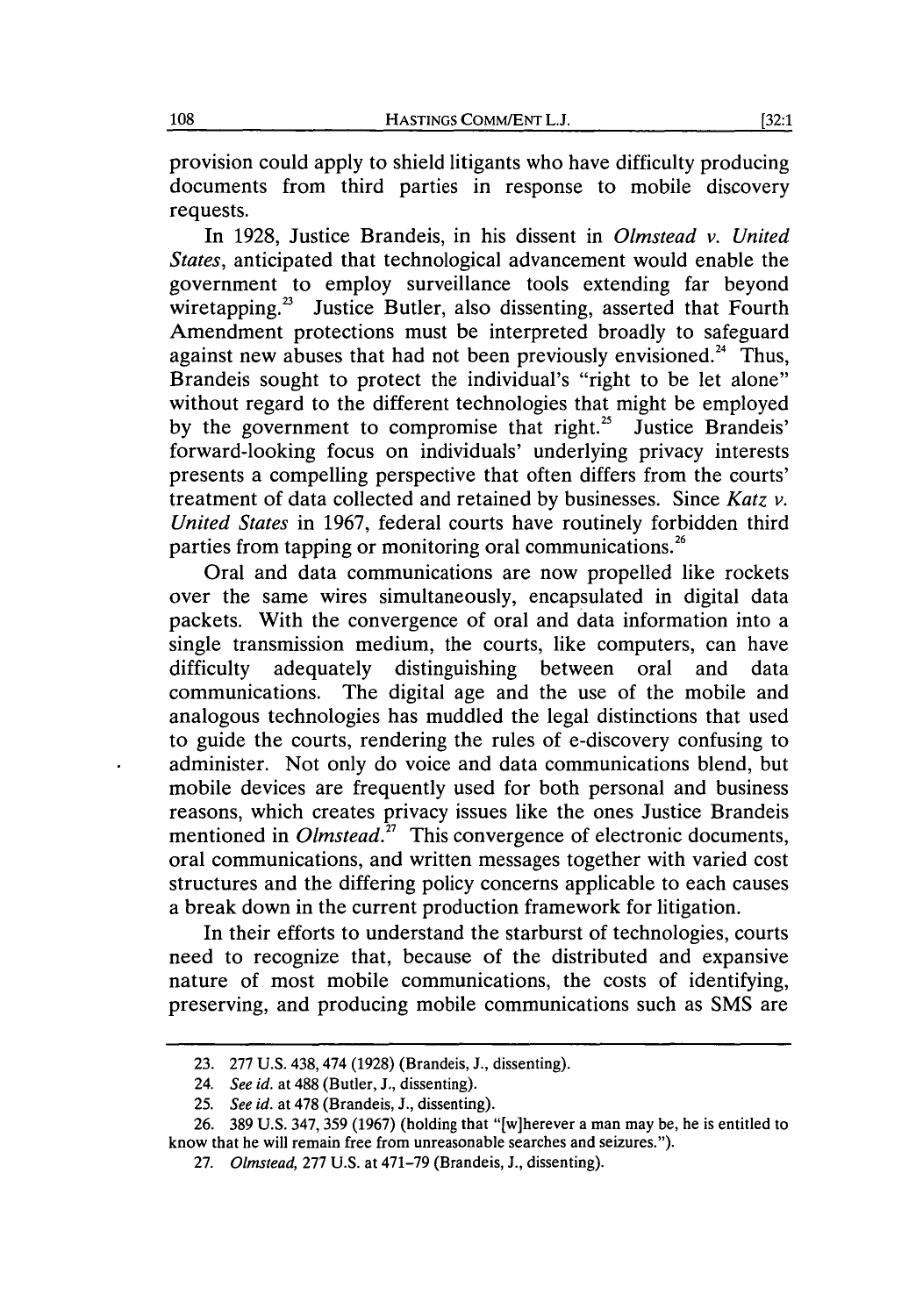provision could apply to shield litigants who have difficulty producing documents from third parties in response to mobile discovery requests.

In 1928, Justice Brandeis, in his dissent in *Olmstead v. United States*, anticipated that technological advancement would enable the government to employ surveillance tools extending far beyond wiretapping.[23] Justice Butler, also dissenting, asserted that Fourth Amendment protections must be interpreted broadly to safeguard against new abuses that had not been previously envisioned.[24] Thus, Brandeis sought to protect the individual's "right to be let alone" without regard to the different technologies that might be employed by the government to compromise that right.[25] Justice Brandeis' forward-looking focus on individuals' underlying privacy interests presents a compelling perspective that often differs from the courts' treatment of data collected and retained by businesses. Since *Katz v. United States* in 1967, federal courts have routinely forbidden third parties from tapping or monitoring oral communications.[26]

Oral and data communications are now propelled like rockets over the same wires simultaneously, encapsulated in digital data packets. With the convergence of oral and data information into a single transmission medium, the courts, like computers, can have difficulty adequately distinguishing between oral and data communications. The digital age and the use of the mobile and analogous technologies has muddled the legal distinctions that used to guide the courts, rendering the rules of e-discovery confusing to administer. Not only do voice and data communications blend, but mobile devices are frequently used for both personal and business reasons, which creates privacy issues like the ones Justice Brandeis mentioned in *Olmstead*.[27] This convergence of electronic documents, oral communications, and written messages together with varied cost structures and the differing policy concerns applicable to each causes a break down in the current production framework for litigation.

In their efforts to understand the starburst of technologies, courts need to recognize that, because of the distributed and expansive nature of most mobile communications, the costs of identifying, preserving, and producing mobile communications such as SMS are

---

23. 277 U.S. 438, 474 (1928) (Brandeis, J., dissenting).

24. *See id.* at 488 (Butler, J., dissenting).

25. *See id.* at 478 (Brandeis, J., dissenting).

26. 389 U.S. 347, 359 (1967) (holding that "[w]herever a man may be, he is entitled to know that he will remain free from unreasonable searches and seizures.").

27. *Olmstead*, 277 U.S. at 471–79 (Brandeis, J., dissenting).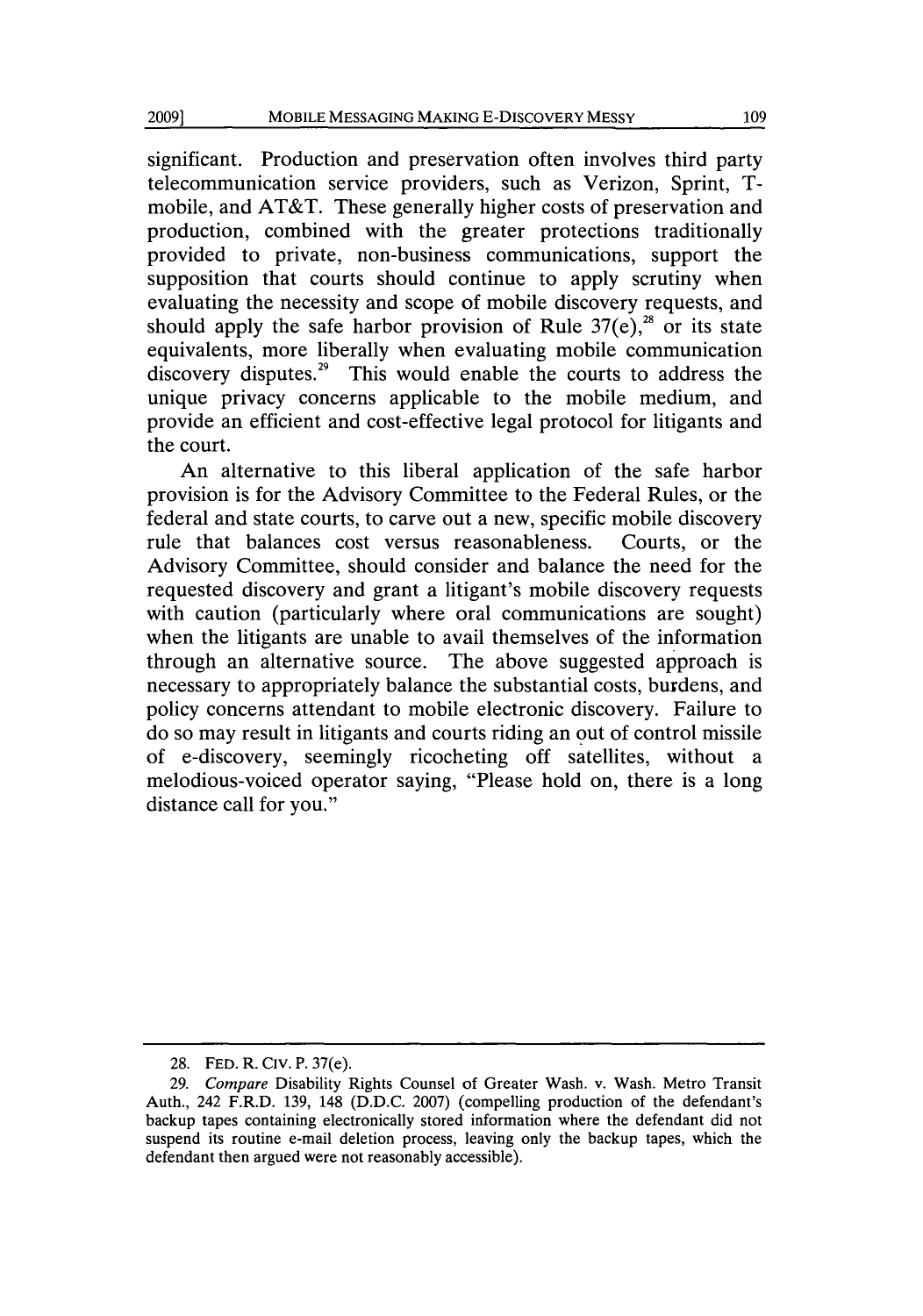significant. Production and preservation often involves third party telecommunication service providers, such as Verizon, Sprint, T-mobile, and AT&T. These generally higher costs of preservation and production, combined with the greater protections traditionally provided to private, non-business communications, support the supposition that courts should continue to apply scrutiny when evaluating the necessity and scope of mobile discovery requests, and should apply the safe harbor provision of Rule 37(e),[28] or its state equivalents, more liberally when evaluating mobile communication discovery disputes.[29] This would enable the courts to address the unique privacy concerns applicable to the mobile medium, and provide an efficient and cost-effective legal protocol for litigants and the court.

An alternative to this liberal application of the safe harbor provision is for the Advisory Committee to the Federal Rules, or the federal and state courts, to carve out a new, specific mobile discovery rule that balances cost versus reasonableness. Courts, or the Advisory Committee, should consider and balance the need for the requested discovery and grant a litigant's mobile discovery requests with caution (particularly where oral communications are sought) when the litigants are unable to avail themselves of the information through an alternative source. The above suggested approach is necessary to appropriately balance the substantial costs, burdens, and policy concerns attendant to mobile electronic discovery. Failure to do so may result in litigants and courts riding an out of control missile of e-discovery, seemingly ricocheting off satellites, without a melodious-voiced operator saying, "Please hold on, there is a long distance call for you."

---

28. FED. R. CIV. P. 37(e).

29. *Compare* Disability Rights Counsel of Greater Wash. v. Wash. Metro Transit Auth., 242 F.R.D. 139, 148 (D.D.C. 2007) (compelling production of the defendant's backup tapes containing electronically stored information where the defendant did not suspend its routine e-mail deletion process, leaving only the backup tapes, which the defendant then argued were not reasonably accessible).